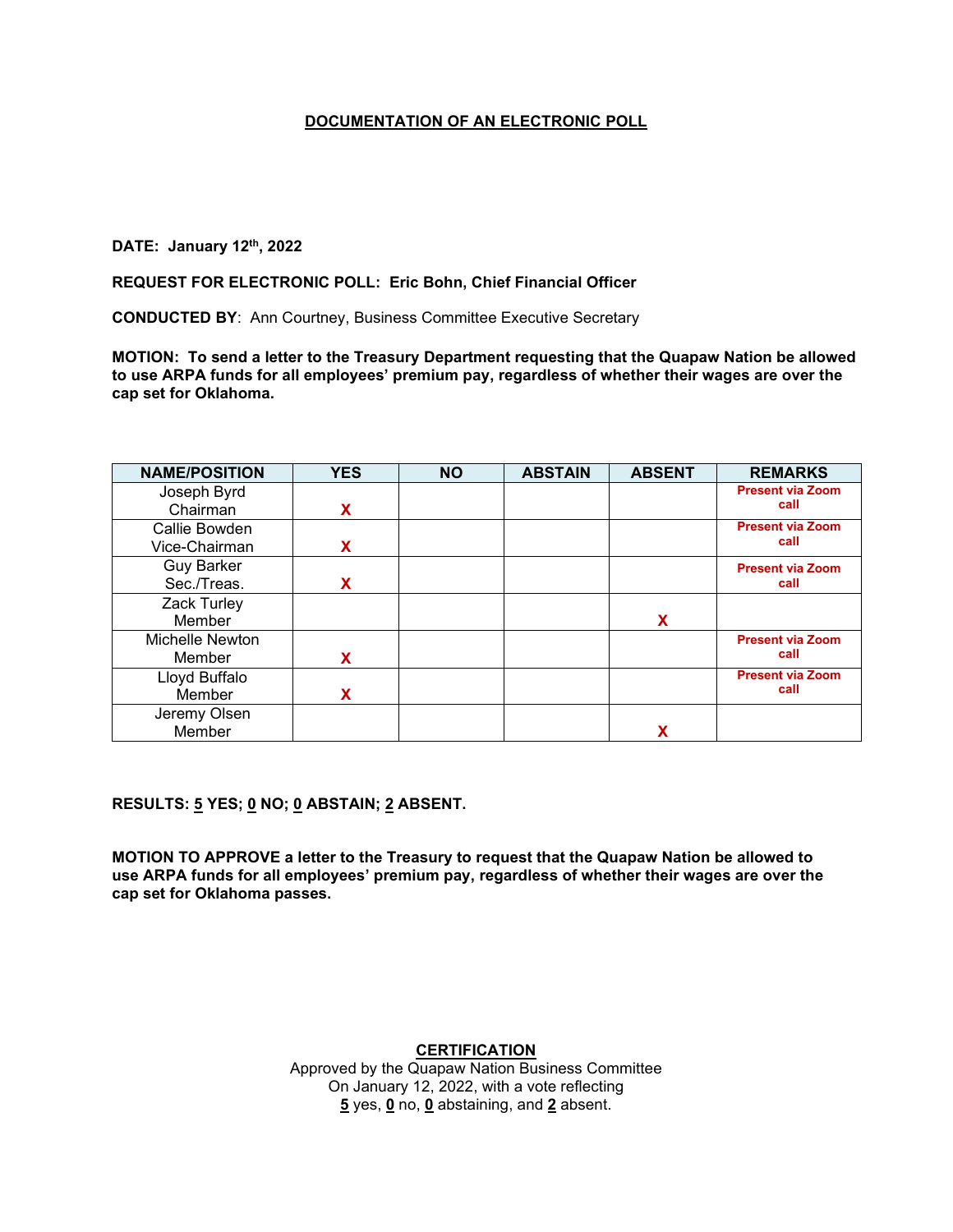# DOCUMENTATION OF AN ELECTRONIC POLL

**DATE: January 12th, 2022**

**REQUEST FOR ELECTRONIC POLL: Eric Bohn, Chief Financial Officer**

**CONDUCTED BY**: Ann Courtney, Business Committee Executive Secretary

**MOTION: To send a letter to the Treasury Department requesting that the Quapaw Nation be allowed to use ARPA funds for all employees' premium pay, regardless of whether their wages are over the cap set for Oklahoma.**

| NAME/POSITION | YES | NO | ABSTAIN | ABSENT | REMARKS |
|---|---|---|---|---|---|
| Joseph Byrd Chairman | X | | | | Present via Zoom call |
| Callie Bowden Vice-Chairman | X | | | | Present via Zoom call |
| Guy Barker Sec./Treas. | X | | | | Present via Zoom call |
| Zack Turley Member | | | | X | |
| Michelle Newton Member | X | | | | Present via Zoom call |
| Lloyd Buffalo Member | X | | | | Present via Zoom call |
| Jeremy Olsen Member | | | | X | |

**RESULTS: 5 YES; 0 NO; 0 ABSTAIN; 2 ABSENT.**

**MOTION TO APPROVE a letter to the Treasury to request that the Quapaw Nation be allowed to use ARPA funds for all employees' premium pay, regardless of whether their wages are over the cap set for Oklahoma passes.**

**CERTIFICATION**

Approved by the Quapaw Nation Business Committee
On January 12, 2022, with a vote reflecting
**5** yes, **0** no, **0** abstaining, and **2** absent.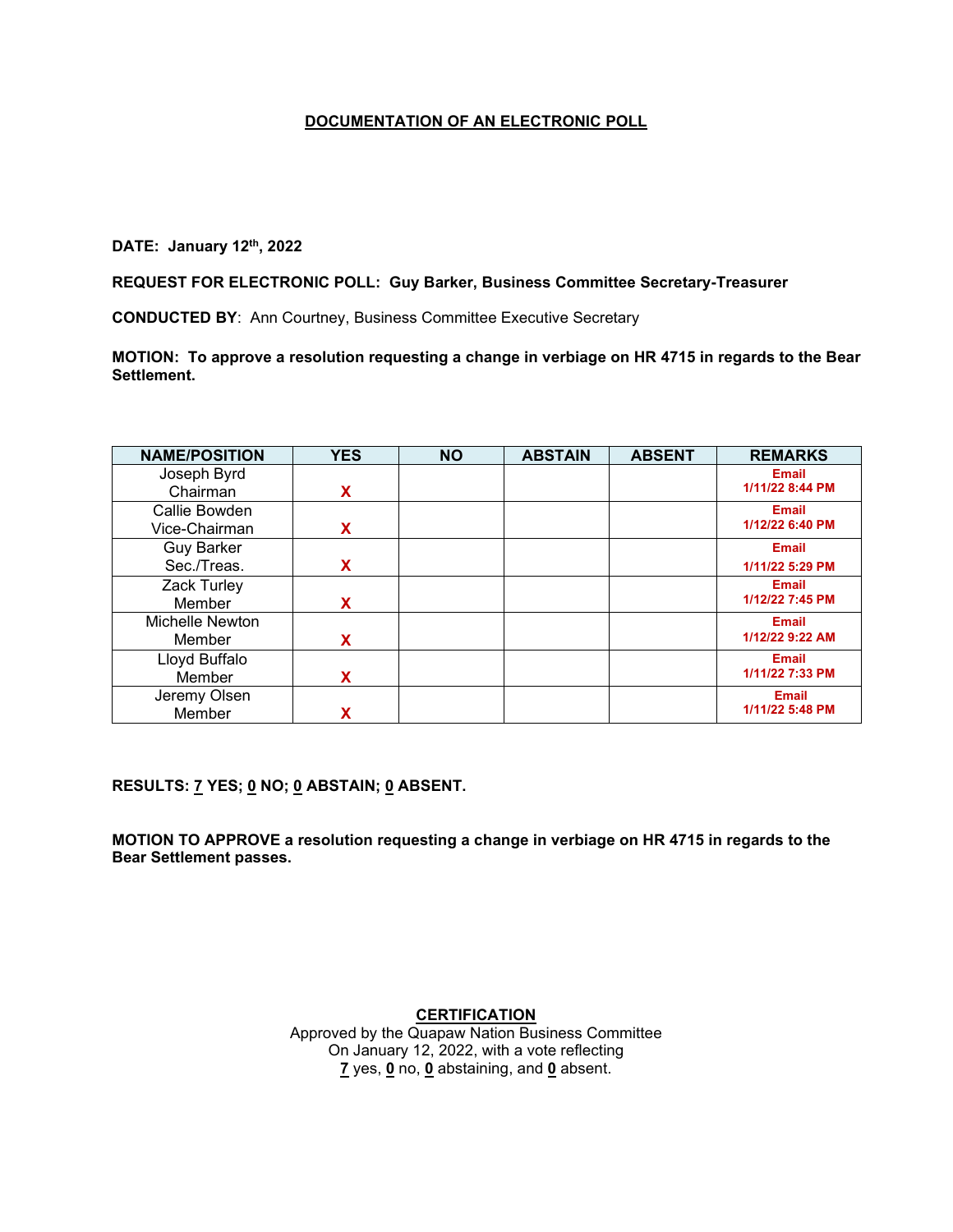# DOCUMENTATION OF AN ELECTRONIC POLL

**DATE: January 12th, 2022**

**REQUEST FOR ELECTRONIC POLL: Guy Barker, Business Committee Secretary-Treasurer**

**CONDUCTED BY**: Ann Courtney, Business Committee Executive Secretary

**MOTION: To approve a resolution requesting a change in verbiage on HR 4715 in regards to the Bear Settlement.**

| NAME/POSITION | YES | NO | ABSTAIN | ABSENT | REMARKS |
|---|---|---|---|---|---|
| Joseph Byrd Chairman | X | | | | Email 1/11/22 8:44 PM |
| Callie Bowden Vice-Chairman | X | | | | Email 1/12/22 6:40 PM |
| Guy Barker Sec./Treas. | X | | | | Email 1/11/22 5:29 PM |
| Zack Turley Member | X | | | | Email 1/12/22 7:45 PM |
| Michelle Newton Member | X | | | | Email 1/12/22 9:22 AM |
| Lloyd Buffalo Member | X | | | | Email 1/11/22 7:33 PM |
| Jeremy Olsen Member | X | | | | Email 1/11/22 5:48 PM |

**RESULTS: 7 YES; 0 NO; 0 ABSTAIN; 0 ABSENT.**

**MOTION TO APPROVE a resolution requesting a change in verbiage on HR 4715 in regards to the Bear Settlement passes.**

**CERTIFICATION**

Approved by the Quapaw Nation Business Committee
On January 12, 2022, with a vote reflecting
**7** yes, **0** no, **0** abstaining, and **0** absent.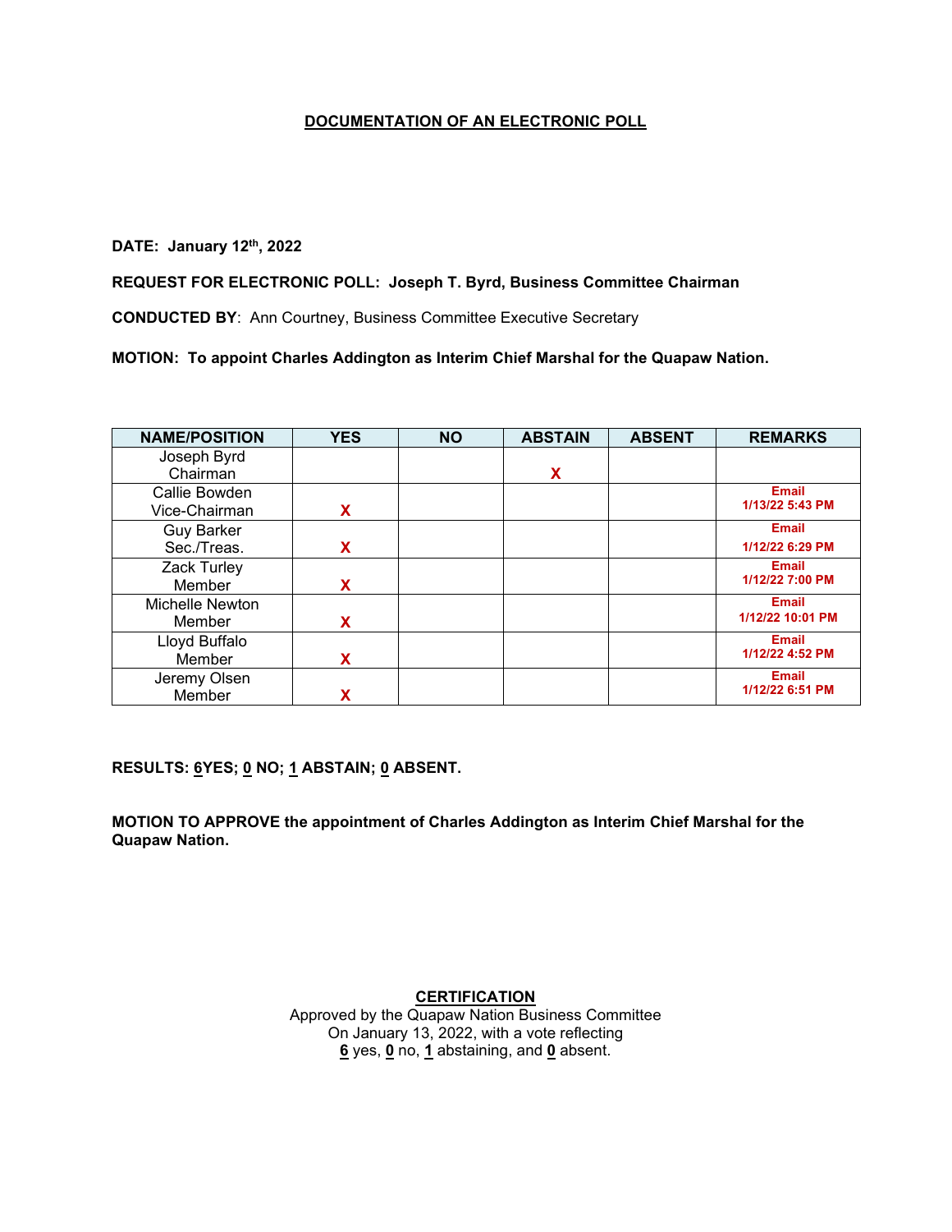# DOCUMENTATION OF AN ELECTRONIC POLL

**DATE: January 12th, 2022**

**REQUEST FOR ELECTRONIC POLL: Joseph T. Byrd, Business Committee Chairman**

**CONDUCTED BY**: Ann Courtney, Business Committee Executive Secretary

**MOTION: To appoint Charles Addington as Interim Chief Marshal for the Quapaw Nation.**

| NAME/POSITION | YES | NO | ABSTAIN | ABSENT | REMARKS |
|---|---|---|---|---|---|
| Joseph Byrd Chairman | | | X | | |
| Callie Bowden Vice-Chairman | X | | | | Email 1/13/22 5:43 PM |
| Guy Barker Sec./Treas. | X | | | | Email 1/12/22 6:29 PM |
| Zack Turley Member | X | | | | Email 1/12/22 7:00 PM |
| Michelle Newton Member | X | | | | Email 1/12/22 10:01 PM |
| Lloyd Buffalo Member | X | | | | Email 1/12/22 4:52 PM |
| Jeremy Olsen Member | X | | | | Email 1/12/22 6:51 PM |

**RESULTS: 6YES; 0 NO; 1 ABSTAIN; 0 ABSENT.**

**MOTION TO APPROVE the appointment of Charles Addington as Interim Chief Marshal for the Quapaw Nation.**

**CERTIFICATION**

Approved by the Quapaw Nation Business Committee
On January 13, 2022, with a vote reflecting
**6** yes, **0** no, **1** abstaining, and **0** absent.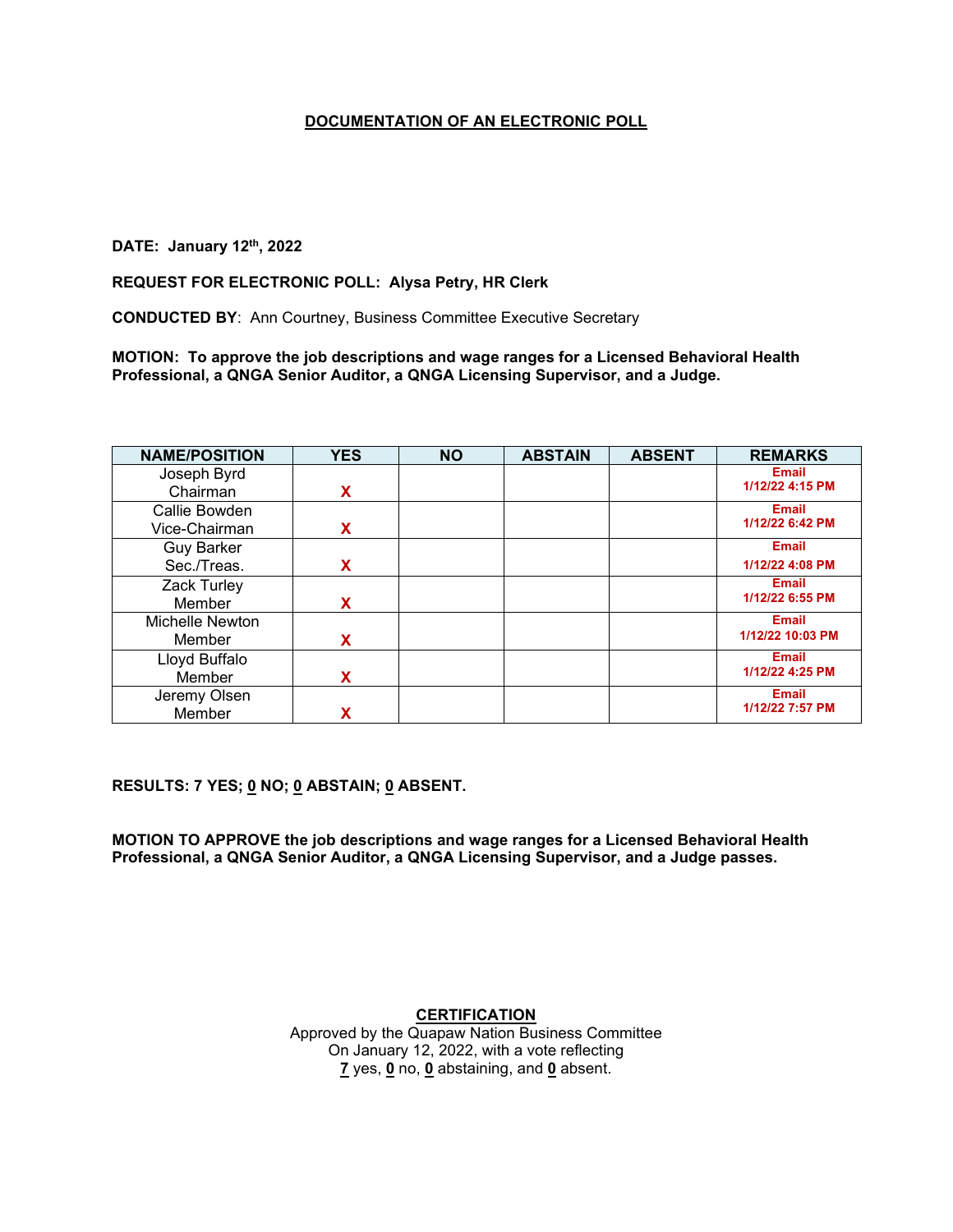## DOCUMENTATION OF AN ELECTRONIC POLL

**DATE: January 12th, 2022**

**REQUEST FOR ELECTRONIC POLL: Alysa Petry, HR Clerk**

**CONDUCTED BY**: Ann Courtney, Business Committee Executive Secretary

**MOTION: To approve the job descriptions and wage ranges for a Licensed Behavioral Health Professional, a QNGA Senior Auditor, a QNGA Licensing Supervisor, and a Judge.**

| NAME/POSITION | YES | NO | ABSTAIN | ABSENT | REMARKS |
|---|---|---|---|---|---|
| Joseph Byrd Chairman | X | | | | Email 1/12/22 4:15 PM |
| Callie Bowden Vice-Chairman | X | | | | Email 1/12/22 6:42 PM |
| Guy Barker Sec./Treas. | X | | | | Email 1/12/22 4:08 PM |
| Zack Turley Member | X | | | | Email 1/12/22 6:55 PM |
| Michelle Newton Member | X | | | | Email 1/12/22 10:03 PM |
| Lloyd Buffalo Member | X | | | | Email 1/12/22 4:25 PM |
| Jeremy Olsen Member | X | | | | Email 1/12/22 7:57 PM |

**RESULTS: 7 YES; 0 NO; 0 ABSTAIN; 0 ABSENT.**

**MOTION TO APPROVE the job descriptions and wage ranges for a Licensed Behavioral Health Professional, a QNGA Senior Auditor, a QNGA Licensing Supervisor, and a Judge passes.**

**CERTIFICATION**

Approved by the Quapaw Nation Business Committee
On January 12, 2022, with a vote reflecting
**7** yes, **0** no, **0** abstaining, and **0** absent.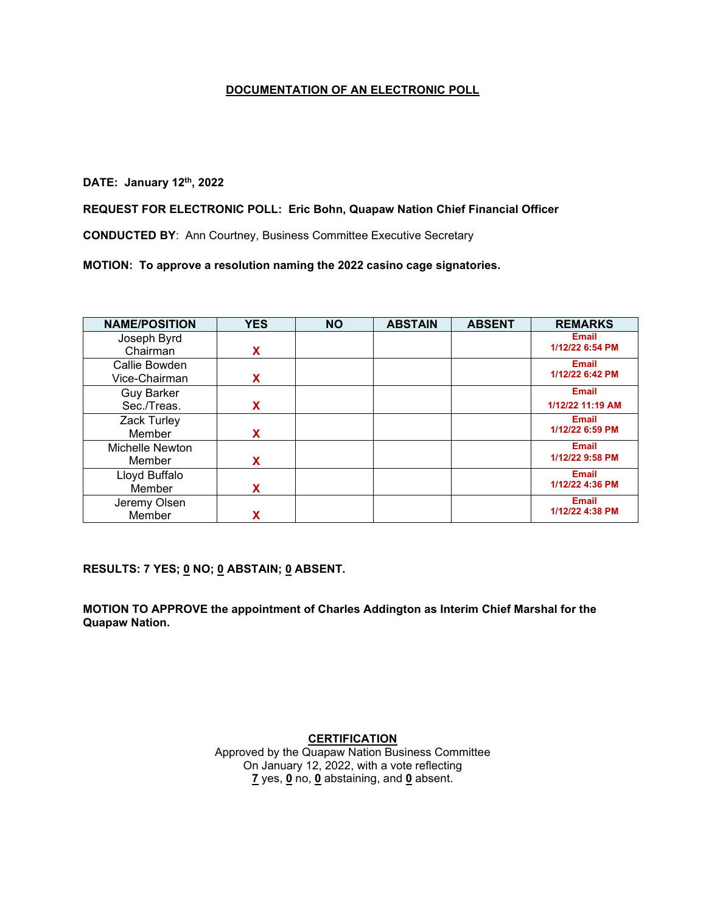**DOCUMENTATION OF AN ELECTRONIC POLL**

**DATE: January 12th, 2022**

**REQUEST FOR ELECTRONIC POLL: Eric Bohn, Quapaw Nation Chief Financial Officer**

**CONDUCTED BY**: Ann Courtney, Business Committee Executive Secretary

**MOTION: To approve a resolution naming the 2022 casino cage signatories.**

| NAME/POSITION | YES | NO | ABSTAIN | ABSENT | REMARKS |
|---|---|---|---|---|---|
| Joseph Byrd Chairman | X | | | | Email 1/12/22 6:54 PM |
| Callie Bowden Vice-Chairman | X | | | | Email 1/12/22 6:42 PM |
| Guy Barker Sec./Treas. | X | | | | Email 1/12/22 11:19 AM |
| Zack Turley Member | X | | | | Email 1/12/22 6:59 PM |
| Michelle Newton Member | X | | | | Email 1/12/22 9:58 PM |
| Lloyd Buffalo Member | X | | | | Email 1/12/22 4:36 PM |
| Jeremy Olsen Member | X | | | | Email 1/12/22 4:38 PM |

**RESULTS: 7 YES; 0 NO; 0 ABSTAIN; 0 ABSENT.**

**MOTION TO APPROVE the appointment of Charles Addington as Interim Chief Marshal for the Quapaw Nation.**

**CERTIFICATION**

Approved by the Quapaw Nation Business Committee
On January 12, 2022, with a vote reflecting
**7** yes, **0** no, **0** abstaining, and **0** absent.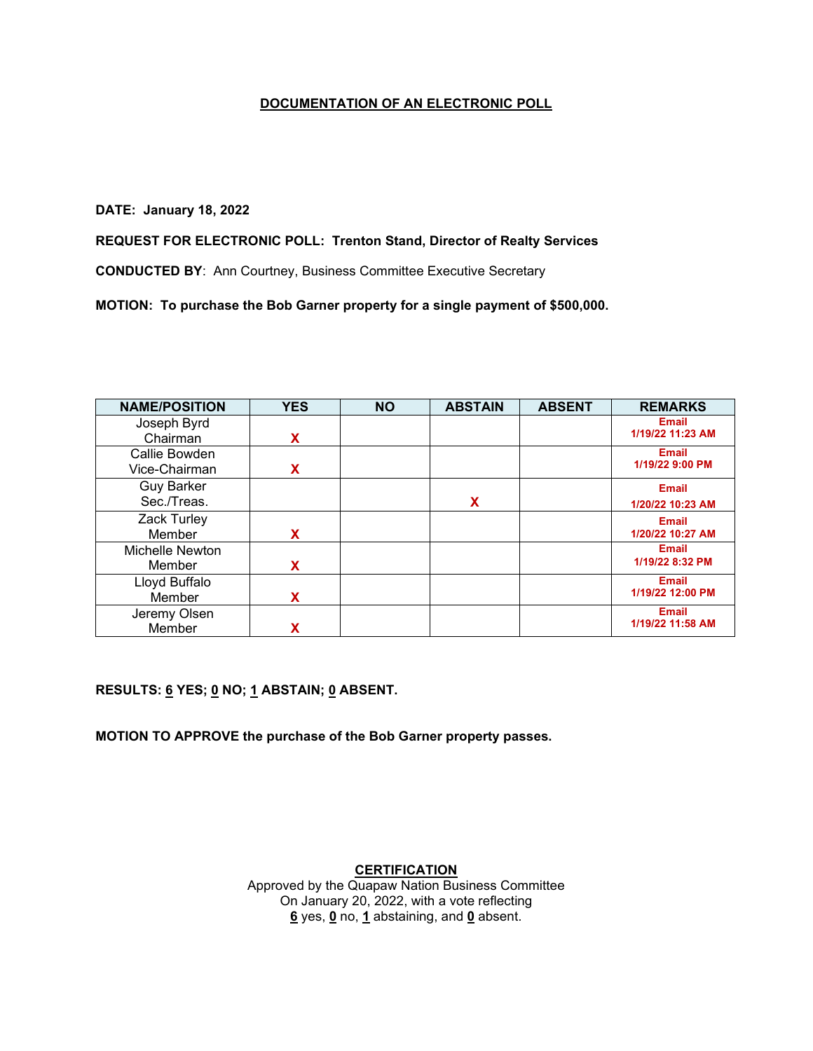# DOCUMENTATION OF AN ELECTRONIC POLL

**DATE: January 18, 2022**

**REQUEST FOR ELECTRONIC POLL: Trenton Stand, Director of Realty Services**

**CONDUCTED BY**: Ann Courtney, Business Committee Executive Secretary

**MOTION: To purchase the Bob Garner property for a single payment of $500,000.**

| NAME/POSITION | YES | NO | ABSTAIN | ABSENT | REMARKS |
|---|---|---|---|---|---|
| Joseph Byrd Chairman | X | | | | Email 1/19/22 11:23 AM |
| Callie Bowden Vice-Chairman | X | | | | Email 1/19/22 9:00 PM |
| Guy Barker Sec./Treas. | | | X | | Email 1/20/22 10:23 AM |
| Zack Turley Member | X | | | | Email 1/20/22 10:27 AM |
| Michelle Newton Member | X | | | | Email 1/19/22 8:32 PM |
| Lloyd Buffalo Member | X | | | | Email 1/19/22 12:00 PM |
| Jeremy Olsen Member | X | | | | Email 1/19/22 11:58 AM |

**RESULTS: 6 YES; 0 NO; 1 ABSTAIN; 0 ABSENT.**

**MOTION TO APPROVE the purchase of the Bob Garner property passes.**

**CERTIFICATION**

Approved by the Quapaw Nation Business Committee
On January 20, 2022, with a vote reflecting
**6** yes, **0** no, **1** abstaining, and **0** absent.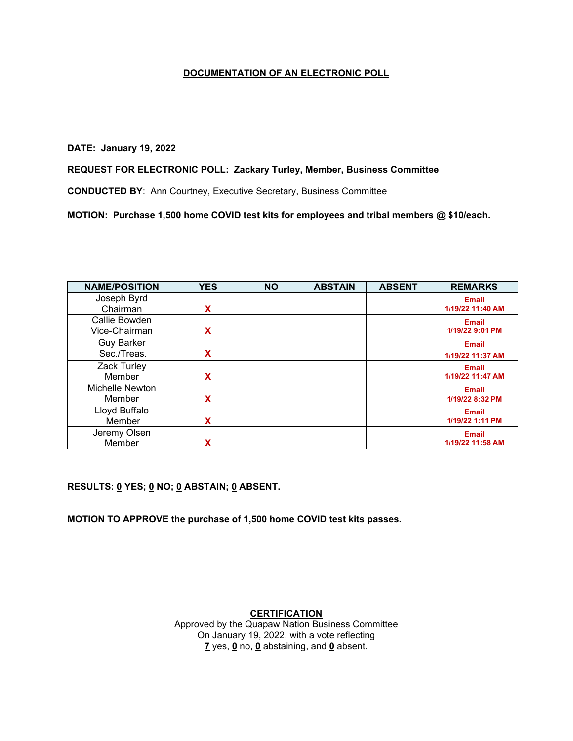**DOCUMENTATION OF AN ELECTRONIC POLL**

**DATE: January 19, 2022**

**REQUEST FOR ELECTRONIC POLL: Zackary Turley, Member, Business Committee**

**CONDUCTED BY**: Ann Courtney, Executive Secretary, Business Committee

**MOTION: Purchase 1,500 home COVID test kits for employees and tribal members @ $10/each.**

| NAME/POSITION | YES | NO | ABSTAIN | ABSENT | REMARKS |
|---|---|---|---|---|---|
| Joseph Byrd Chairman | X | | | | Email 1/19/22 11:40 AM |
| Callie Bowden Vice-Chairman | X | | | | Email 1/19/22 9:01 PM |
| Guy Barker Sec./Treas. | X | | | | Email 1/19/22 11:37 AM |
| Zack Turley Member | X | | | | Email 1/19/22 11:47 AM |
| Michelle Newton Member | X | | | | Email 1/19/22 8:32 PM |
| Lloyd Buffalo Member | X | | | | Email 1/19/22 1:11 PM |
| Jeremy Olsen Member | X | | | | Email 1/19/22 11:58 AM |

**RESULTS: 0 YES; 0 NO; 0 ABSTAIN; 0 ABSENT.**

**MOTION TO APPROVE the purchase of 1,500 home COVID test kits passes.**

**CERTIFICATION**

Approved by the Quapaw Nation Business Committee
On January 19, 2022, with a vote reflecting
**7** yes, **0** no, **0** abstaining, and **0** absent.